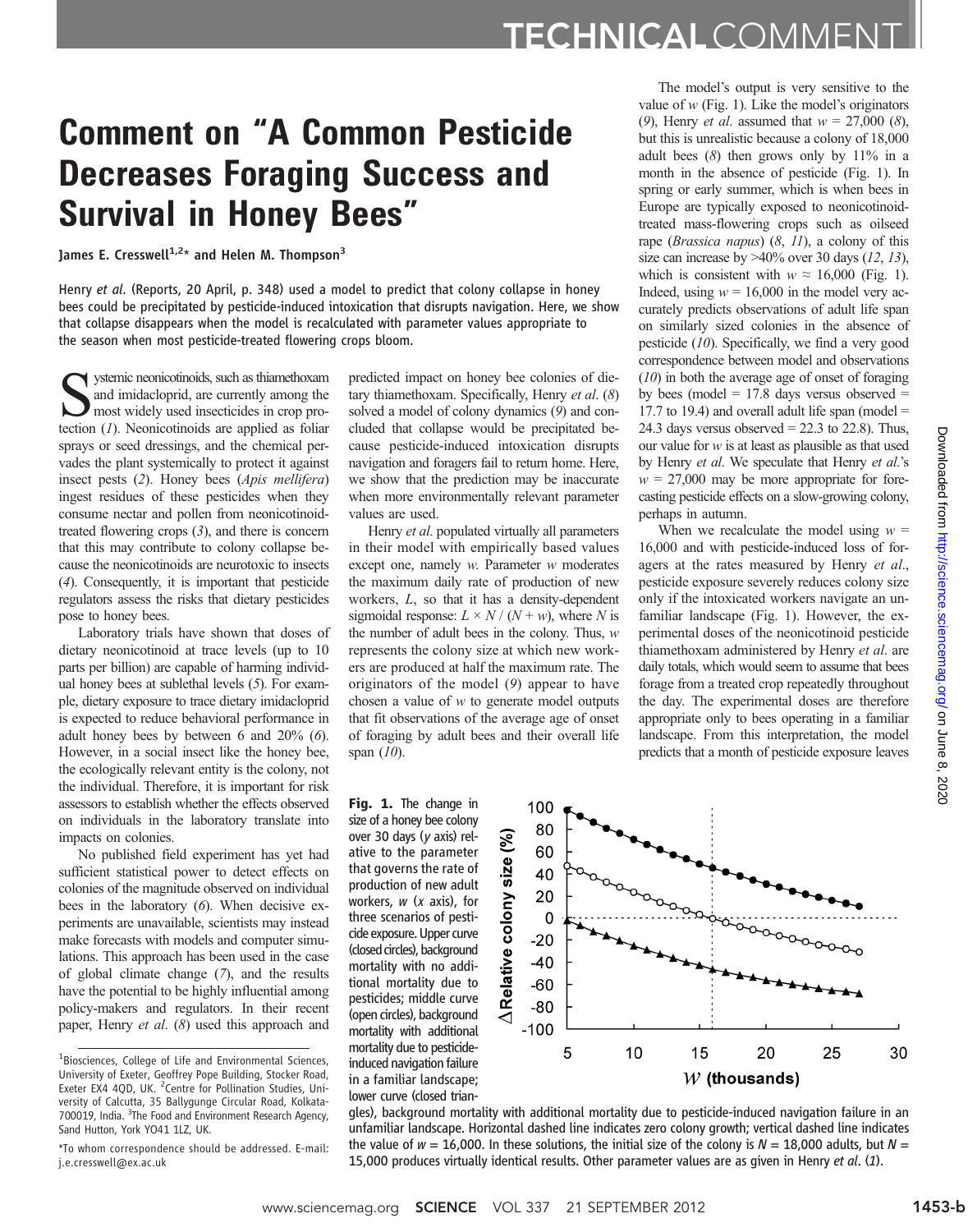# Comment on "A Common Pesticide Decreases Foraging Success and Survival in Honey Bees"

**James E. Cresswell[1,2]* and Helen M. Thompson[3]**

Henry *et al.* (Reports, 20 April, p. 348) used a model to predict that colony collapse in honey bees could be precipitated by pesticide-induced intoxication that disrupts navigation. Here, we show that collapse disappears when the model is recalculated with parameter values appropriate to the season when most pesticide-treated flowering crops bloom.

Systemic neonicotinoids, such as thiamethoxam and imidacloprid, are currently among the most widely used insecticides in crop protection (*1*). Neonicotinoids are applied as foliar sprays or seed dressings, and the chemical pervades the plant systemically to protect it against insect pests (*2*). Honey bees (*Apis mellifera*) ingest residues of these pesticides when they consume nectar and pollen from neonicotinoid-treated flowering crops (*3*), and there is concern that this may contribute to colony collapse because the neonicotinoids are neurotoxic to insects (*4*). Consequently, it is important that pesticide regulators assess the risks that dietary pesticides pose to honey bees.

Laboratory trials have shown that doses of dietary neonicotinoid at trace levels (up to 10 parts per billion) are capable of harming individual honey bees at sublethal levels (*5*). For example, dietary exposure to trace dietary imidacloprid is expected to reduce behavioral performance in adult honey bees by between 6 and 20% (*6*). However, in a social insect like the honey bee, the ecologically relevant entity is the colony, not the individual. Therefore, it is important for risk assessors to establish whether the effects observed on individuals in the laboratory translate into impacts on colonies.

No published field experiment has yet had sufficient statistical power to detect effects on colonies of the magnitude observed on individual bees in the laboratory (*6*). When decisive experiments are unavailable, scientists may instead make forecasts with models and computer simulations. This approach has been used in the case of global climate change (*7*), and the results have the potential to be highly influential among policy-makers and regulators. In their recent paper, Henry *et al.* (*8*) used this approach and predicted impact on honey bee colonies of dietary thiamethoxam. Specifically, Henry *et al.* (*8*) solved a model of colony dynamics (*9*) and concluded that collapse would be precipitated because pesticide-induced intoxication disrupts navigation and foragers fail to return home. Here, we show that the prediction may be inaccurate when more environmentally relevant parameter values are used.

Henry *et al.* populated virtually all parameters in their model with empirically based values except one, namely $w$. Parameter $w$ moderates the maximum daily rate of production of new workers, $L$, so that it has a density-dependent sigmoidal response: $L \times N / (N + w)$, where $N$ is the number of adult bees in the colony. Thus, $w$ represents the colony size at which new workers are produced at half the maximum rate. The originators of the model (*9*) appear to have chosen a value of $w$ to generate model outputs that fit observations of the average age of onset of foraging by adult bees and their overall life span (*10*).

The model's output is very sensitive to the value of $w$ (Fig. 1). Like the model's originators (*9*), Henry *et al.* assumed that $w$ = 27,000 (*8*), but this is unrealistic because a colony of 18,000 adult bees (*8*) then grows only by 11% in a month in the absence of pesticide (Fig. 1). In spring or early summer, which is when bees in Europe are typically exposed to neonicotinoid-treated mass-flowering crops such as oilseed rape (*Brassica napus*) (*8*, *11*), a colony of this size can increase by >40% over 30 days (*12*, *13*), which is consistent with $w \approx$ 16,000 (Fig. 1). Indeed, using $w$ = 16,000 in the model very accurately predicts observations of adult life span on similarly sized colonies in the absence of pesticide (*10*). Specifically, we find a very good correspondence between model and observations (*10*) in both the average age of onset of foraging by bees (model = 17.8 days versus observed = 17.7 to 19.4) and overall adult life span (model = 24.3 days versus observed = 22.3 to 22.8). Thus, our value for $w$ is at least as plausible as that used by Henry *et al.* We speculate that Henry *et al.*'s $w$ = 27,000 may be more appropriate for forecasting pesticide effects on a slow-growing colony, perhaps in autumn.

When we recalculate the model using $w$ = 16,000 and with pesticide-induced loss of foragers at the rates measured by Henry *et al.*, pesticide exposure severely reduces colony size only if the intoxicated workers navigate an unfamiliar landscape (Fig. 1). However, the experimental doses of the neonicotinoid pesticide thiamethoxam administered by Henry *et al.* are daily totals, which would seem to assume that bees forage from a treated crop repeatedly throughout the day. The experimental doses are therefore appropriate only to bees operating in a familiar landscape. From this interpretation, the model predicts that a month of pesticide exposure leaves

**Fig. 1.** The change in size of a honey bee colony over 30 days (*y* axis) relative to the parameter that governs the rate of production of new adult workers, $w$ (*x* axis), for three scenarios of pesticide exposure. Upper curve (closed circles), background mortality with no additional mortality due to pesticides; middle curve (open circles), background mortality with additional mortality due to pesticide-induced navigation failure in a familiar landscape; lower curve (closed triangles), background mortality with additional mortality due to pesticide-induced navigation failure in an unfamiliar landscape. Horizontal dashed line indicates zero colony growth; vertical dashed line indicates the value of $w$ = 16,000. In these solutions, the initial size of the colony is $N$ = 18,000 adults, but $N$ = 15,000 produces virtually identical results. Other parameter values are as given in Henry *et al.* (*1*).

---

[1]Biosciences, College of Life and Environmental Sciences, University of Exeter, Geoffrey Pope Building, Stocker Road, Exeter EX4 4QD, UK. [2]Centre for Pollination Studies, University of Calcutta, 35 Ballygunge Circular Road, Kolkata-700019, India. [3]The Food and Environment Research Agency, Sand Hutton, York YO41 1LZ, UK.

*To whom correspondence should be addressed. E-mail: j.e.cresswell@ex.ac.uk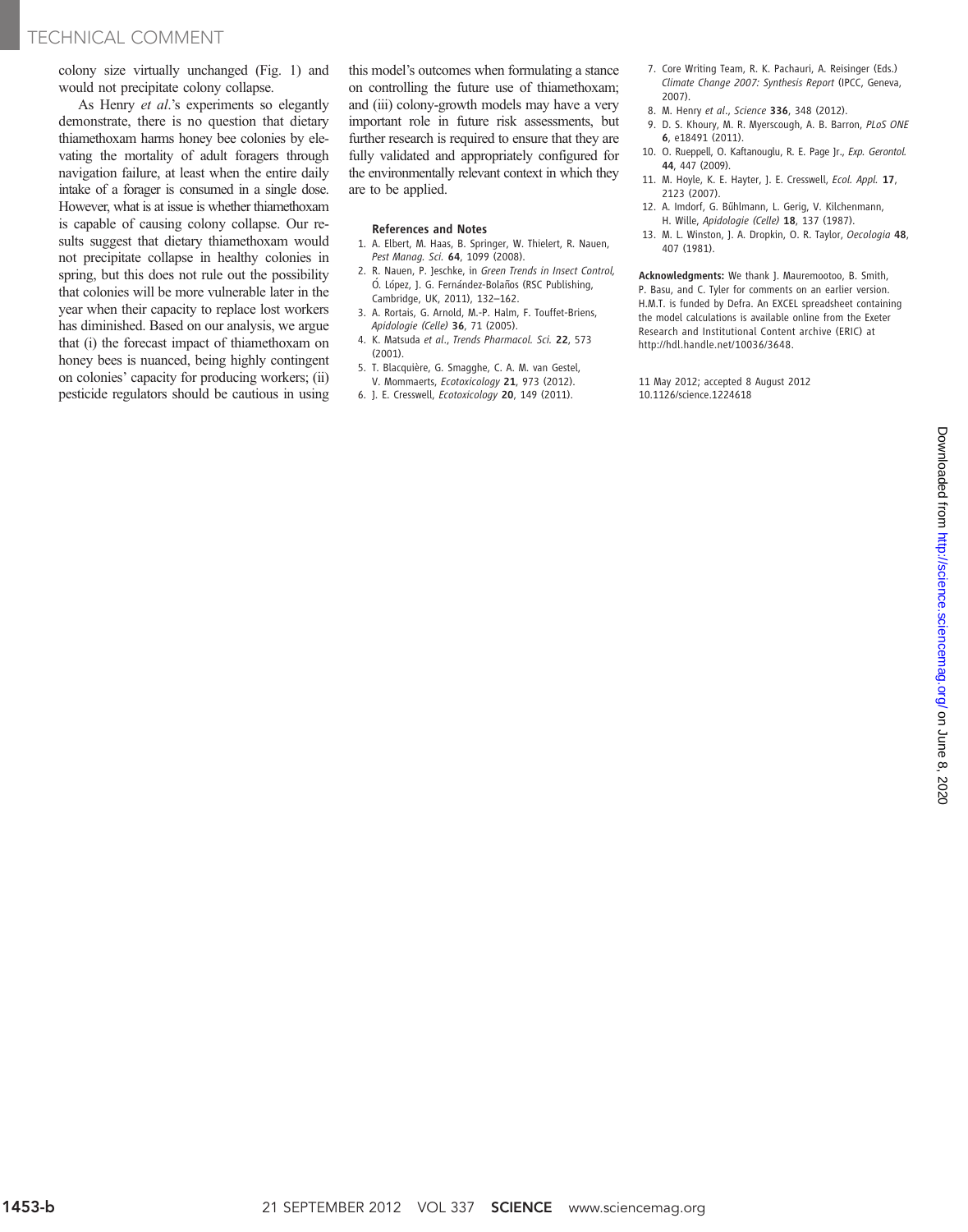colony size virtually unchanged (Fig. 1) and would not precipitate colony collapse.

As Henry *et al.*'s experiments so elegantly demonstrate, there is no question that dietary thiamethoxam harms honey bee colonies by elevating the mortality of adult foragers through navigation failure, at least when the entire daily intake of a forager is consumed in a single dose. However, what is at issue is whether thiamethoxam is capable of causing colony collapse. Our results suggest that dietary thiamethoxam would not precipitate collapse in healthy colonies in spring, but this does not rule out the possibility that colonies will be more vulnerable later in the year when their capacity to replace lost workers has diminished. Based on our analysis, we argue that (i) the forecast impact of thiamethoxam on honey bees is nuanced, being highly contingent on colonies' capacity for producing workers; (ii) pesticide regulators should be cautious in using this model's outcomes when formulating a stance on controlling the future use of thiamethoxam; and (iii) colony-growth models may have a very important role in future risk assessments, but further research is required to ensure that they are fully validated and appropriately configured for the environmentally relevant context in which they are to be applied.

### References and Notes

1. A. Elbert, M. Haas, B. Springer, W. Thielert, R. Nauen, *Pest Manag. Sci.* **64**, 1099 (2008).
2. R. Nauen, P. Jeschke, in *Green Trends in Insect Control,* Ó. López, J. G. Fernández-Bolaños (RSC Publishing, Cambridge, UK, 2011), 132–162.
3. A. Rortais, G. Arnold, M.-P. Halm, F. Touffet-Briens, *Apidologie (Celle)* **36**, 71 (2005).
4. K. Matsuda *et al.*, *Trends Pharmacol. Sci.* **22**, 573 (2001).
5. T. Blacquière, G. Smagghe, C. A. M. van Gestel, V. Mommaerts, *Ecotoxicology* **21**, 973 (2012).
6. J. E. Cresswell, *Ecotoxicology* **20**, 149 (2011).
7. Core Writing Team, R. K. Pachauri, A. Reisinger (Eds.) *Climate Change 2007: Synthesis Report* (IPCC, Geneva, 2007).
8. M. Henry *et al.*, *Science* **336**, 348 (2012).
9. D. S. Khoury, M. R. Myerscough, A. B. Barron, *PLoS ONE* **6**, e18491 (2011).
10. O. Rueppell, O. Kaftanouglu, R. E. Page Jr., *Exp. Gerontol.* **44**, 447 (2009).
11. M. Hoyle, K. E. Hayter, J. E. Cresswell, *Ecol. Appl.* **17**, 2123 (2007).
12. A. Imdorf, G. Bühlmann, L. Gerig, V. Kilchenmann, H. Wille, *Apidologie (Celle)* **18**, 137 (1987).
13. M. L. Winston, J. A. Dropkin, O. R. Taylor, *Oecologia* **48**, 407 (1981).

**Acknowledgments:** We thank J. Mauremootoo, B. Smith, P. Basu, and C. Tyler for comments on an earlier version. H.M.T. is funded by Defra. An EXCEL spreadsheet containing the model calculations is available online from the Exeter Research and Institutional Content archive (ERIC) at http://hdl.handle.net/10036/3648.

11 May 2012; accepted 8 August 2012
10.1126/science.1224618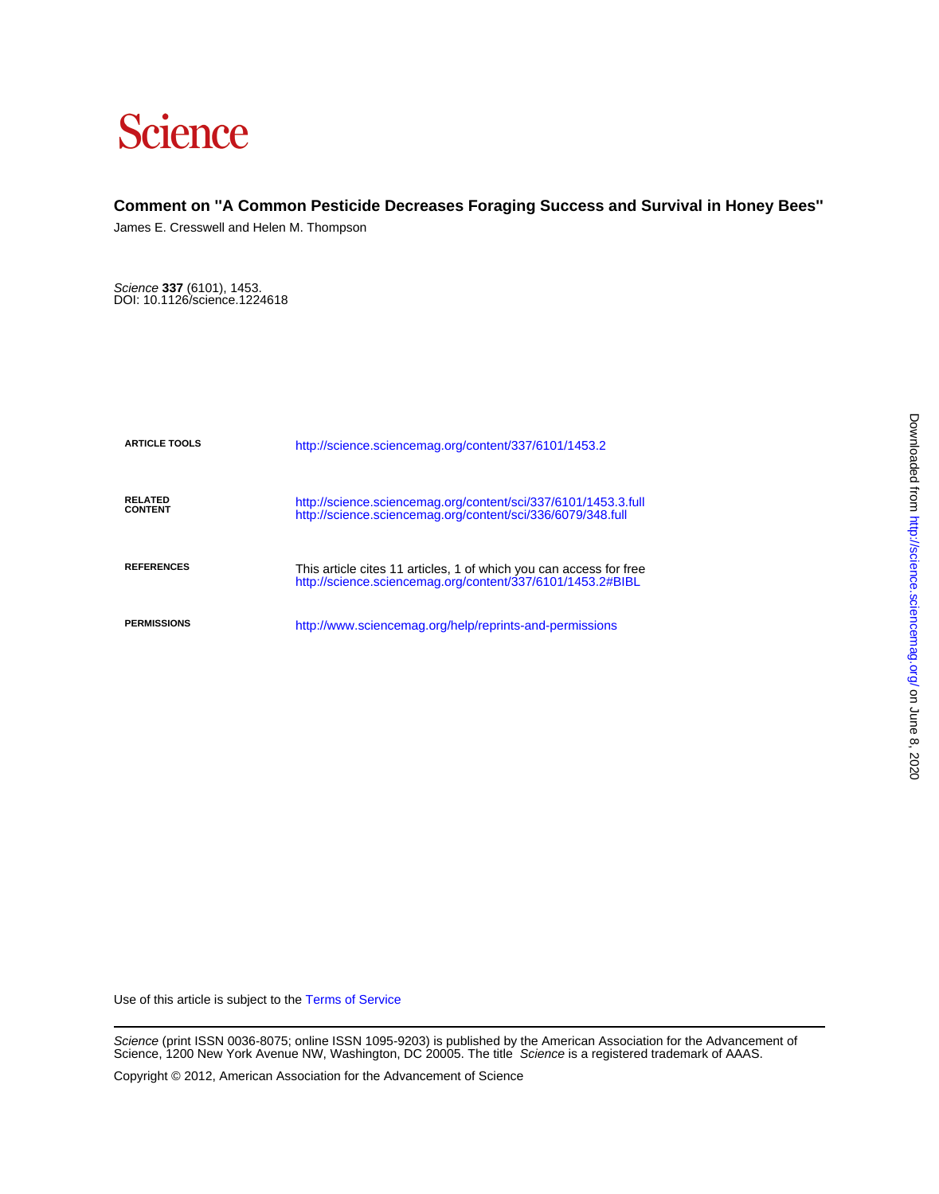# Science

## Comment on "A Common Pesticide Decreases Foraging Success and Survival in Honey Bees"

James E. Cresswell and Helen M. Thompson

*Science* **337** (6101), 1453.
DOI: 10.1126/science.1224618

| | |
|---|---|
| **ARTICLE TOOLS** | http://science.sciencemag.org/content/337/6101/1453.2 |
| **RELATED CONTENT** | http://science.sciencemag.org/content/sci/337/6101/1453.3.full<br>http://science.sciencemag.org/content/sci/336/6079/348.full |
| **REFERENCES** | This article cites 11 articles, 1 of which you can access for free<br>http://science.sciencemag.org/content/337/6101/1453.2#BIBL |
| **PERMISSIONS** | http://www.sciencemag.org/help/reprints-and-permissions |

Use of this article is subject to the Terms of Service

*Science* (print ISSN 0036-8075; online ISSN 1095-9203) is published by the American Association for the Advancement of Science, 1200 New York Avenue NW, Washington, DC 20005. The title *Science* is a registered trademark of AAAS.

Copyright © 2012, American Association for the Advancement of Science

Downloaded from http://science.sciencemag.org/ on June 8, 2020